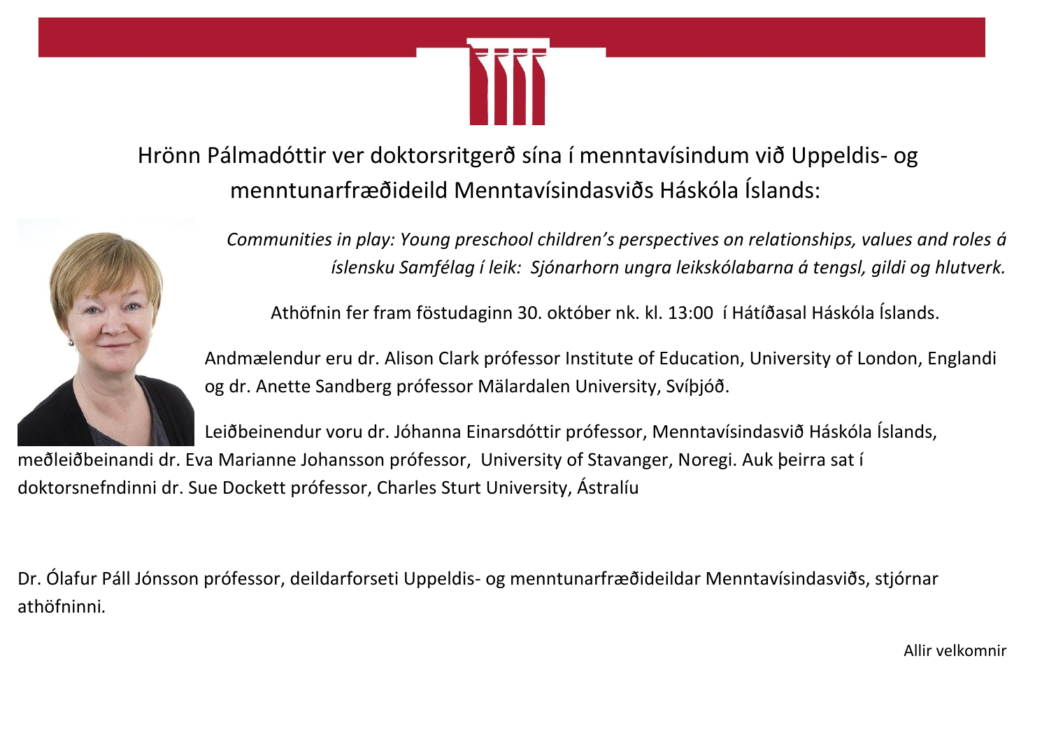Hrönn Pálmadóttir ver doktorsritgerð sína í menntavísindum við Uppeldis- og menntunarfræðideild Menntavísindasviðs Háskóla Íslands:

*Communities in play: Young preschool children's perspectives on relationships, values and roles á íslensku Samfélag í leik: Sjónarhorn ungra leikskólabarna á tengsl, gildi og hlutverk.*

Athöfnin fer fram föstudaginn 30. október nk. kl. 13:00 í Hátíðasal Háskóla Íslands.

Andmælendur eru dr. Alison Clark prófessor Institute of Education, University of London, Englandi og dr. Anette Sandberg prófessor Mälardalen University, Svíþjóð.

Leiðbeinendur voru dr. Jóhanna Einarsdóttir prófessor, Menntavísindasvið Háskóla Íslands, meðleiðbeinandi dr. Eva Marianne Johansson prófessor, University of Stavanger, Noregi. Auk þeirra sat í doktorsnefndinni dr. Sue Dockett prófessor, Charles Sturt University, Ástralíu

Dr. Ólafur Páll Jónsson prófessor, deildarforseti Uppeldis- og menntunarfræðideildar Menntavísindasviðs, stjórnar athöfninni.

Allir velkomnir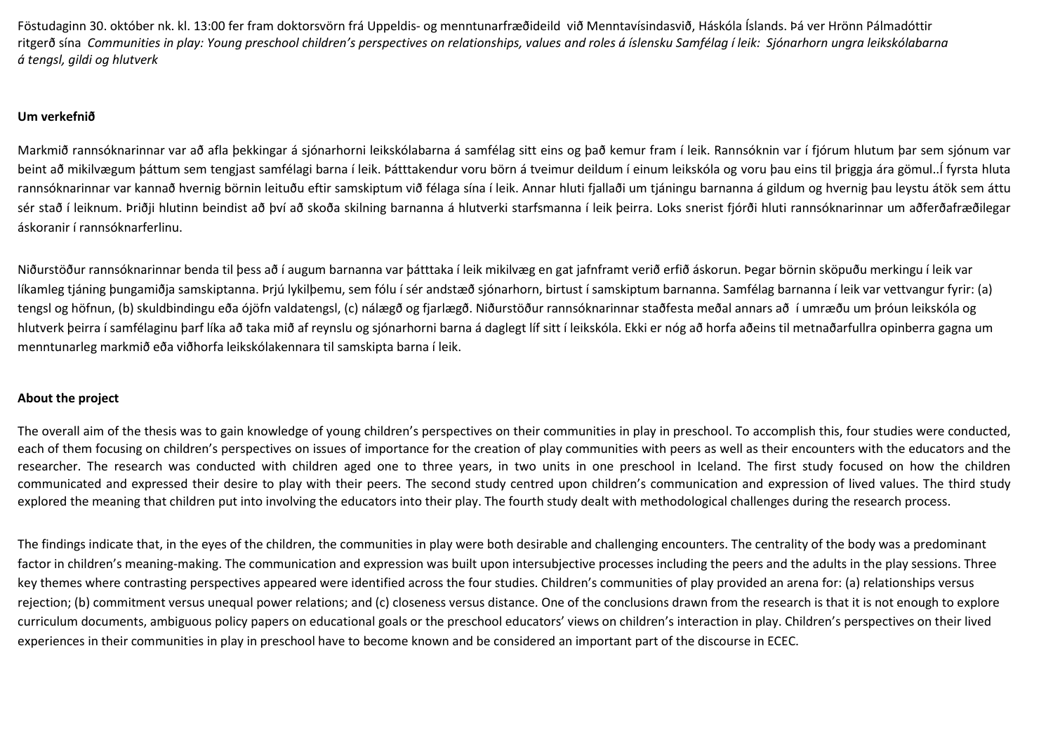Föstudaginn 30. október nk. kl. 13:00 fer fram doktorsvörn frá Uppeldis- og menntunarfræðideild við Menntavísindasvið, Háskóla Íslands. Þá ver Hrönn Pálmadóttir ritgerð sína *Communities in play: Young preschool children's perspectives on relationships, values and roles á íslensku Samfélag í leik: Sjónarhorn ungra leikskólabarna á tengsl, gildi og hlutverk*

**Um verkefnið**

Markmið rannsóknarinnar var að afla þekkingar á sjónarhorni leikskólabarna á samfélag sitt eins og það kemur fram í leik. Rannsóknin var í fjórum hlutum þar sem sjónum var beint að mikilvægum þáttum sem tengjast samfélagi barna í leik. Þátttakendur voru börn á tveimur deildum í einum leikskóla og voru þau eins til þriggja ára gömul..Í fyrsta hluta rannsóknarinnar var kannað hvernig börnin leituðu eftir samskiptum við félaga sína í leik. Annar hluti fjallaði um tjáningu barnanna á gildum og hvernig þau leystu átök sem áttu sér stað í leiknum. Þriðji hlutinn beindist að því að skoða skilning barnanna á hlutverki starfsmanna í leik þeirra. Loks snerist fjórði hluti rannsóknarinnar um aðferðafræðilegar áskoranir í rannsóknarferlinu.

Niðurstöður rannsóknarinnar benda til þess að í augum barnanna var þátttaka í leik mikilvæg en gat jafnframt verið erfið áskorun. Þegar börnin sköpuðu merkingu í leik var líkamleg tjáning þungamiðja samskiptanna. Þrjú lykilþemu, sem fólu í sér andstæð sjónarhorn, birtust í samskiptum barnanna. Samfélag barnanna í leik var vettvangur fyrir: (a) tengsl og höfnun, (b) skuldbindingu eða ójöfn valdatengsl, (c) nálægð og fjarlægð. Niðurstöður rannsóknarinnar staðfesta meðal annars að í umræðu um þróun leikskóla og hlutverk þeirra í samfélaginu þarf líka að taka mið af reynslu og sjónarhorni barna á daglegt líf sitt í leikskóla. Ekki er nóg að horfa aðeins til metnaðarfullra opinberra gagna um menntunarleg markmið eða viðhorfa leikskólakennara til samskipta barna í leik.

**About the project**

The overall aim of the thesis was to gain knowledge of young children's perspectives on their communities in play in preschool. To accomplish this, four studies were conducted, each of them focusing on children's perspectives on issues of importance for the creation of play communities with peers as well as their encounters with the educators and the researcher. The research was conducted with children aged one to three years, in two units in one preschool in Iceland. The first study focused on how the children communicated and expressed their desire to play with their peers. The second study centred upon children's communication and expression of lived values. The third study explored the meaning that children put into involving the educators into their play. The fourth study dealt with methodological challenges during the research process.

The findings indicate that, in the eyes of the children, the communities in play were both desirable and challenging encounters. The centrality of the body was a predominant factor in children's meaning-making. The communication and expression was built upon intersubjective processes including the peers and the adults in the play sessions. Three key themes where contrasting perspectives appeared were identified across the four studies. Children's communities of play provided an arena for: (a) relationships versus rejection; (b) commitment versus unequal power relations; and (c) closeness versus distance. One of the conclusions drawn from the research is that it is not enough to explore curriculum documents, ambiguous policy papers on educational goals or the preschool educators' views on children's interaction in play. Children's perspectives on their lived experiences in their communities in play in preschool have to become known and be considered an important part of the discourse in ECEC.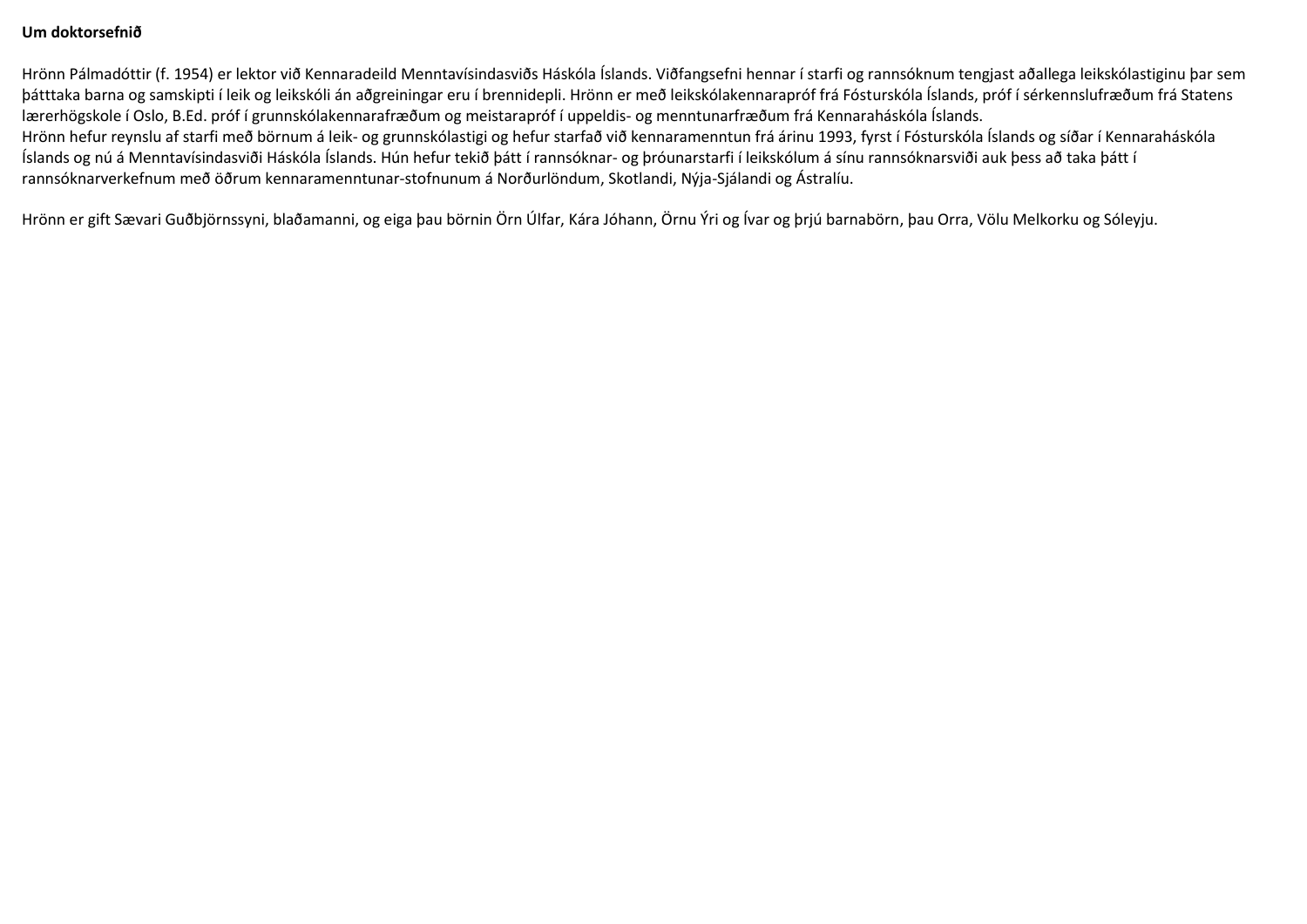**Um doktorsefnið**

Hrönn Pálmadóttir (f. 1954) er lektor við Kennaradeild Menntavísindasviðs Háskóla Íslands. Viðfangsefni hennar í starfi og rannsóknum tengjast aðallega leikskólastiginu þar sem þátttaka barna og samskipti í leik og leikskóli án aðgreiningar eru í brennidepli. Hrönn er með leikskólakennarapróf frá Fósturskóla Íslands, próf í sérkennslufræðum frá Statens lærerhögskole í Oslo, B.Ed. próf í grunnskólakennarafræðum og meistarapróf í uppeldis- og menntunarfræðum frá Kennaraháskóla Íslands.
Hrönn hefur reynslu af starfi með börnum á leik- og grunnskólastigi og hefur starfað við kennaramenntun frá árinu 1993, fyrst í Fósturskóla Íslands og síðar í Kennaraháskóla Íslands og nú á Menntavísindasviði Háskóla Íslands. Hún hefur tekið þátt í rannsóknar- og þróunarstarfi í leikskólum á sínu rannsóknarsviði auk þess að taka þátt í rannsóknarverkefnum með öðrum kennaramenntunar-stofnunum á Norðurlöndum, Skotlandi, Nýja-Sjálandi og Ástralíu.

Hrönn er gift Sævari Guðbjörnssyni, blaðamanni, og eiga þau börnin Örn Úlfar, Kára Jóhann, Örnu Ýri og Ívar og þrjú barnabörn, þau Orra, Völu Melkorku og Sóleyju.